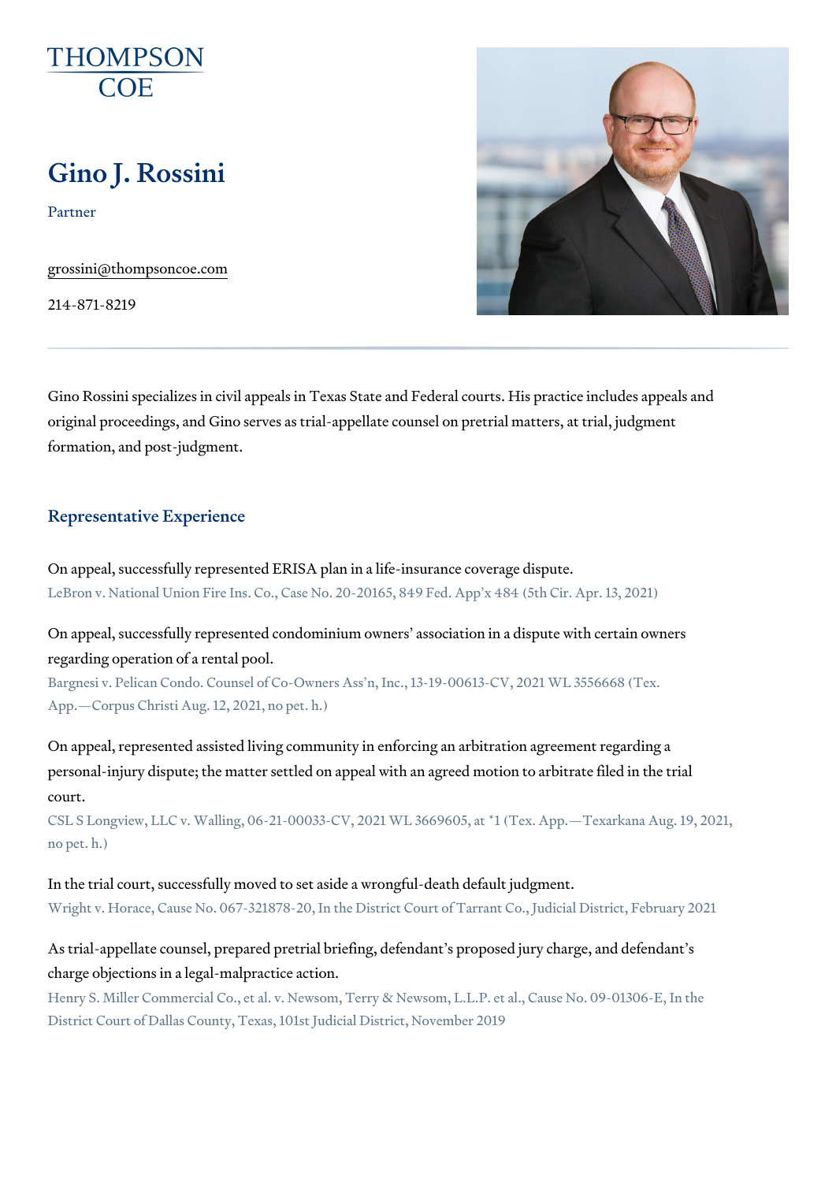THOMPSON COE

# Gino J. Rossini

Partner

grossini@thompsoncoe.com

214-871-8219

Gino Rossini specializes in civil appeals in Texas State and Federal courts. His practice includes appeals and original proceedings, and Gino serves as trial-appellate counsel on pretrial matters, at trial, judgment formation, and post-judgment.

## Representative Experience

On appeal, successfully represented ERISA plan in a life-insurance coverage dispute.
LeBron v. National Union Fire Ins. Co., Case No. 20-20165, 849 Fed. App'x 484 (5th Cir. Apr. 13, 2021)

On appeal, successfully represented condominium owners' association in a dispute with certain owners regarding operation of a rental pool.
Bargnesi v. Pelican Condo. Counsel of Co-Owners Ass'n, Inc., 13-19-00613-CV, 2021 WL 3556668 (Tex. App.—Corpus Christi Aug. 12, 2021, no pet. h.)

On appeal, represented assisted living community in enforcing an arbitration agreement regarding a personal-injury dispute; the matter settled on appeal with an agreed motion to arbitrate filed in the trial court.
CSL S Longview, LLC v. Walling, 06-21-00033-CV, 2021 WL 3669605, at *1 (Tex. App.—Texarkana Aug. 19, 2021, no pet. h.)

In the trial court, successfully moved to set aside a wrongful-death default judgment.
Wright v. Horace, Cause No. 067-321878-20, In the District Court of Tarrant Co., Judicial District, February 2021

As trial-appellate counsel, prepared pretrial briefing, defendant's proposed jury charge, and defendant's charge objections in a legal-malpractice action.
Henry S. Miller Commercial Co., et al. v. Newsom, Terry & Newsom, L.L.P. et al., Cause No. 09-01306-E, In the District Court of Dallas County, Texas, 101st Judicial District, November 2019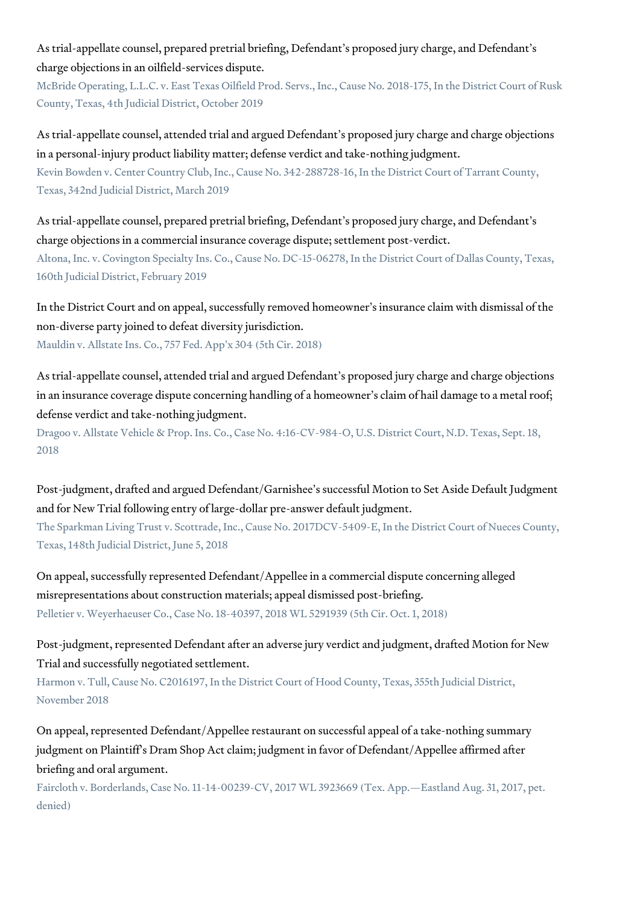As trial-appellate counsel, prepared pretrial briefing, Defendant's proposed jury charge, and Defendant's charge objections in an oilfield-services dispute.

McBride Operating, L.L.C. v. East Texas Oilfield Prod. Servs., Inc., Cause No. 2018-175, In the District Court of Rusk County, Texas, 4th Judicial District, October 2019

As trial-appellate counsel, attended trial and argued Defendant's proposed jury charge and charge objections in a personal-injury product liability matter; defense verdict and take-nothing judgment.

Kevin Bowden v. Center Country Club, Inc., Cause No. 342-288728-16, In the District Court of Tarrant County, Texas, 342nd Judicial District, March 2019

As trial-appellate counsel, prepared pretrial briefing, Defendant's proposed jury charge, and Defendant's charge objections in a commercial insurance coverage dispute; settlement post-verdict.

Altona, Inc. v. Covington Specialty Ins. Co., Cause No. DC-15-06278, In the District Court of Dallas County, Texas, 160th Judicial District, February 2019

In the District Court and on appeal, successfully removed homeowner's insurance claim with dismissal of the non-diverse party joined to defeat diversity jurisdiction.

Mauldin v. Allstate Ins. Co., 757 Fed. App'x 304 (5th Cir. 2018)

As trial-appellate counsel, attended trial and argued Defendant's proposed jury charge and charge objections in an insurance coverage dispute concerning handling of a homeowner's claim of hail damage to a metal roof; defense verdict and take-nothing judgment.

Dragoo v. Allstate Vehicle & Prop. Ins. Co., Case No. 4:16-CV-984-O, U.S. District Court, N.D. Texas, Sept. 18, 2018

Post-judgment, drafted and argued Defendant/Garnishee's successful Motion to Set Aside Default Judgment and for New Trial following entry of large-dollar pre-answer default judgment.

The Sparkman Living Trust v. Scottrade, Inc., Cause No. 2017DCV-5409-E, In the District Court of Nueces County, Texas, 148th Judicial District, June 5, 2018

On appeal, successfully represented Defendant/Appellee in a commercial dispute concerning alleged misrepresentations about construction materials; appeal dismissed post-briefing.

Pelletier v. Weyerhaeuser Co., Case No. 18-40397, 2018 WL 5291939 (5th Cir. Oct. 1, 2018)

Post-judgment, represented Defendant after an adverse jury verdict and judgment, drafted Motion for New Trial and successfully negotiated settlement.

Harmon v. Tull, Cause No. C2016197, In the District Court of Hood County, Texas, 355th Judicial District, November 2018

On appeal, represented Defendant/Appellee restaurant on successful appeal of a take-nothing summary judgment on Plaintiff's Dram Shop Act claim; judgment in favor of Defendant/Appellee affirmed after briefing and oral argument.

Faircloth v. Borderlands, Case No. 11-14-00239-CV, 2017 WL 3923669 (Tex. App.—Eastland Aug. 31, 2017, pet. denied)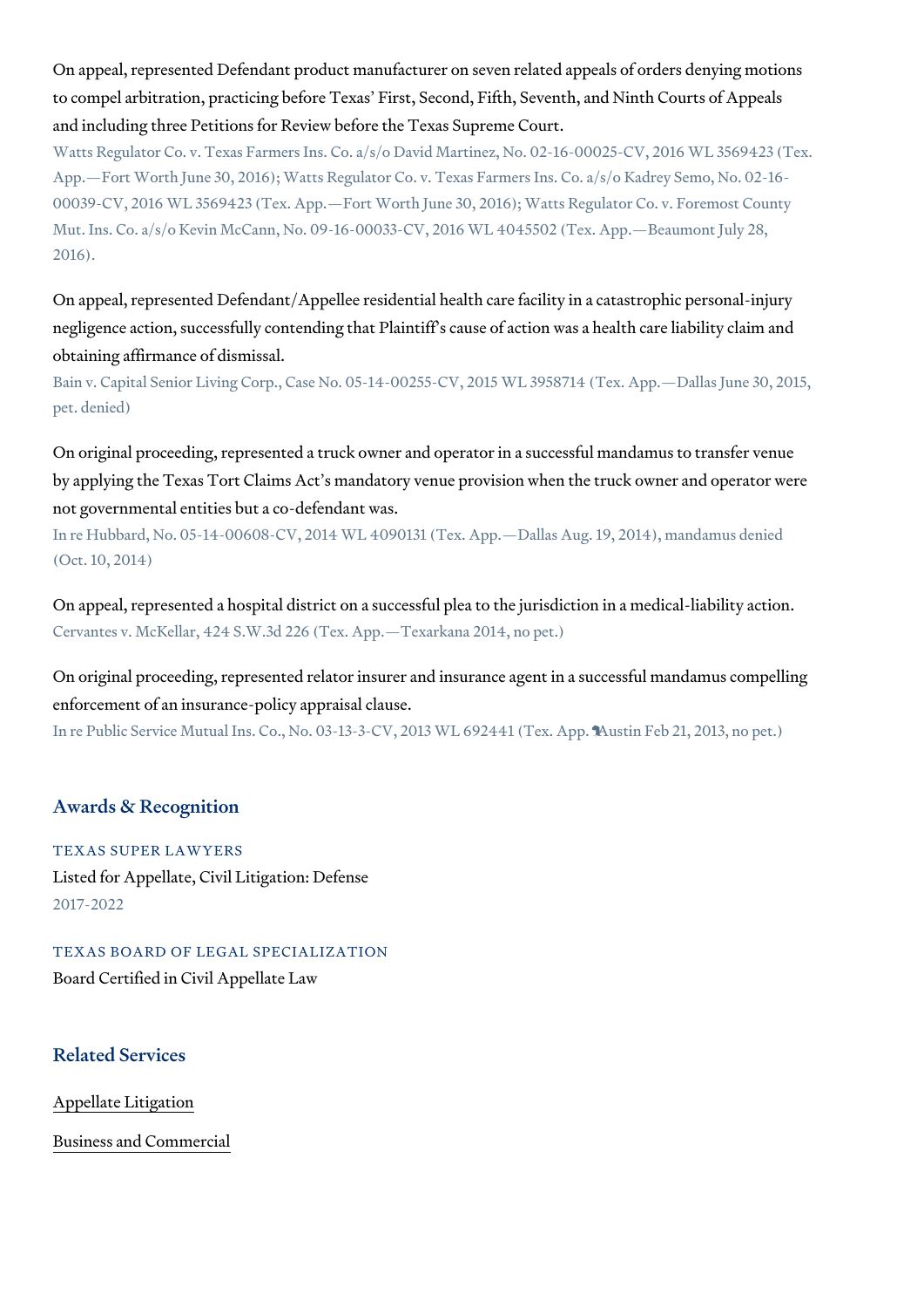On appeal, represented Defendant product manufacturer on seven related appeals of orders denying motions to compel arbitration, practicing before Texas' First, Second, Fifth, Seventh, and Ninth Courts of Appeals and including three Petitions for Review before the Texas Supreme Court.

Watts Regulator Co. v. Texas Farmers Ins. Co. a/s/o David Martinez, No. 02-16-00025-CV, 2016 WL 3569423 (Tex. App.—Fort Worth June 30, 2016); Watts Regulator Co. v. Texas Farmers Ins. Co. a/s/o Kadrey Semo, No. 02-16-00039-CV, 2016 WL 3569423 (Tex. App.—Fort Worth June 30, 2016); Watts Regulator Co. v. Foremost County Mut. Ins. Co. a/s/o Kevin McCann, No. 09-16-00033-CV, 2016 WL 4045502 (Tex. App.—Beaumont July 28, 2016).

On appeal, represented Defendant/Appellee residential health care facility in a catastrophic personal-injury negligence action, successfully contending that Plaintiff's cause of action was a health care liability claim and obtaining affirmance of dismissal.

Bain v. Capital Senior Living Corp., Case No. 05-14-00255-CV, 2015 WL 3958714 (Tex. App.—Dallas June 30, 2015, pet. denied)

On original proceeding, represented a truck owner and operator in a successful mandamus to transfer venue by applying the Texas Tort Claims Act's mandatory venue provision when the truck owner and operator were not governmental entities but a co-defendant was.

In re Hubbard, No. 05-14-00608-CV, 2014 WL 4090131 (Tex. App.—Dallas Aug. 19, 2014), mandamus denied (Oct. 10, 2014)

On appeal, represented a hospital district on a successful plea to the jurisdiction in a medical-liability action.

Cervantes v. McKellar, 424 S.W.3d 226 (Tex. App.—Texarkana 2014, no pet.)

On original proceeding, represented relator insurer and insurance agent in a successful mandamus compelling enforcement of an insurance-policy appraisal clause.

In re Public Service Mutual Ins. Co., No. 03-13-3-CV, 2013 WL 692441 (Tex. App.—Austin Feb 21, 2013, no pet.)

## Awards & Recognition

TEXAS SUPER LAWYERS

Listed for Appellate, Civil Litigation: Defense

2017-2022

TEXAS BOARD OF LEGAL SPECIALIZATION

Board Certified in Civil Appellate Law

## Related Services

Appellate Litigation

Business and Commercial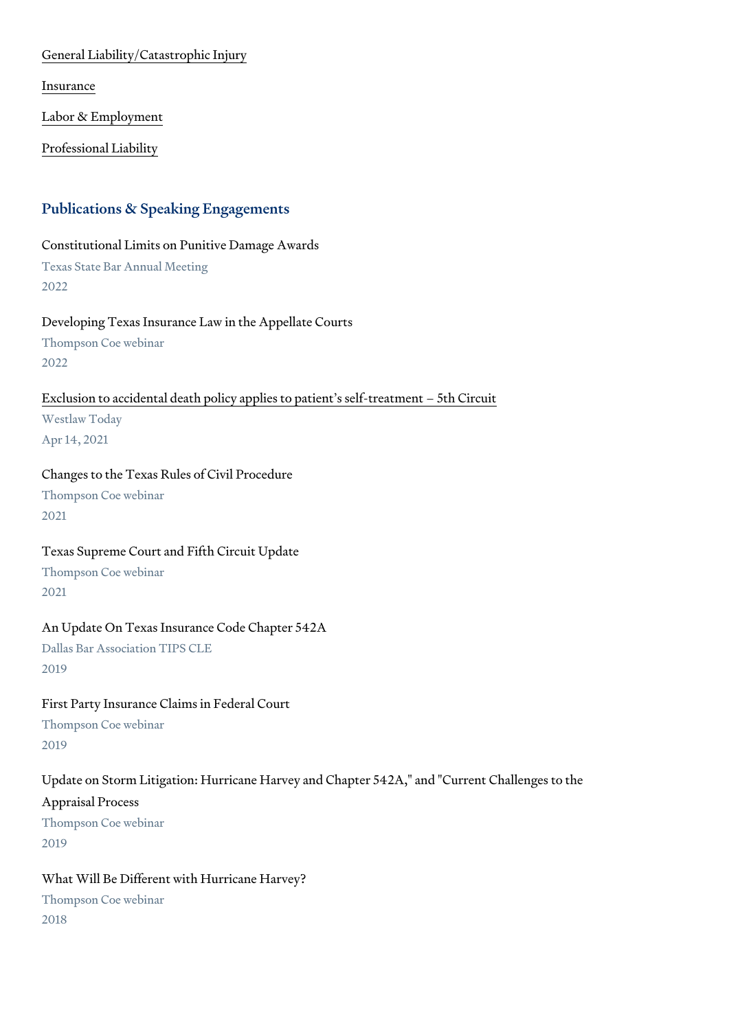[General Liability/Catastrophic Injury]

[Insurance]

[Labor & Employment]

[Professional Liability]

## Publications & Speaking Engagements

Constitutional Limits on Punitive Damage Awards
Texas State Bar Annual Meeting
2022

Developing Texas Insurance Law in the Appellate Courts
Thompson Coe webinar
2022

[Exclusion to accidental death policy applies to patient's self-treatment – 5th Circuit]
Westlaw Today
Apr 14, 2021

Changes to the Texas Rules of Civil Procedure
Thompson Coe webinar
2021

Texas Supreme Court and Fifth Circuit Update
Thompson Coe webinar
2021

An Update On Texas Insurance Code Chapter 542A
Dallas Bar Association TIPS CLE
2019

First Party Insurance Claims in Federal Court
Thompson Coe webinar
2019

Update on Storm Litigation: Hurricane Harvey and Chapter 542A," and "Current Challenges to the Appraisal Process
Thompson Coe webinar
2019

What Will Be Different with Hurricane Harvey?
Thompson Coe webinar
2018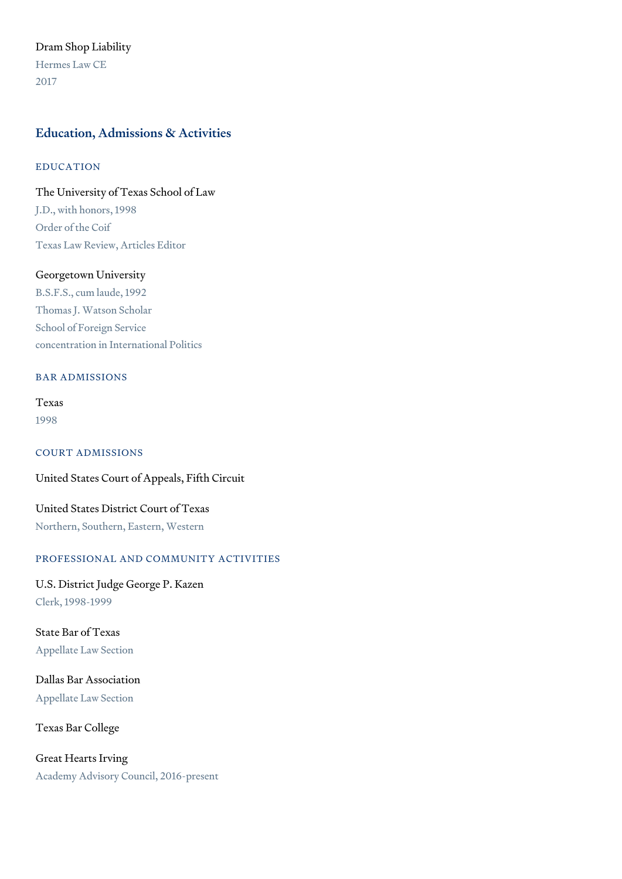Dram Shop Liability

Hermes Law CE

2017

## Education, Admissions & Activities

### EDUCATION

The University of Texas School of Law

J.D., with honors, 1998

Order of the Coif

Texas Law Review, Articles Editor

Georgetown University

B.S.F.S., cum laude, 1992

Thomas J. Watson Scholar

School of Foreign Service

concentration in International Politics

### BAR ADMISSIONS

Texas

1998

### COURT ADMISSIONS

United States Court of Appeals, Fifth Circuit

United States District Court of Texas

Northern, Southern, Eastern, Western

### PROFESSIONAL AND COMMUNITY ACTIVITIES

U.S. District Judge George P. Kazen

Clerk, 1998-1999

State Bar of Texas

Appellate Law Section

Dallas Bar Association

Appellate Law Section

Texas Bar College

Great Hearts Irving

Academy Advisory Council, 2016-present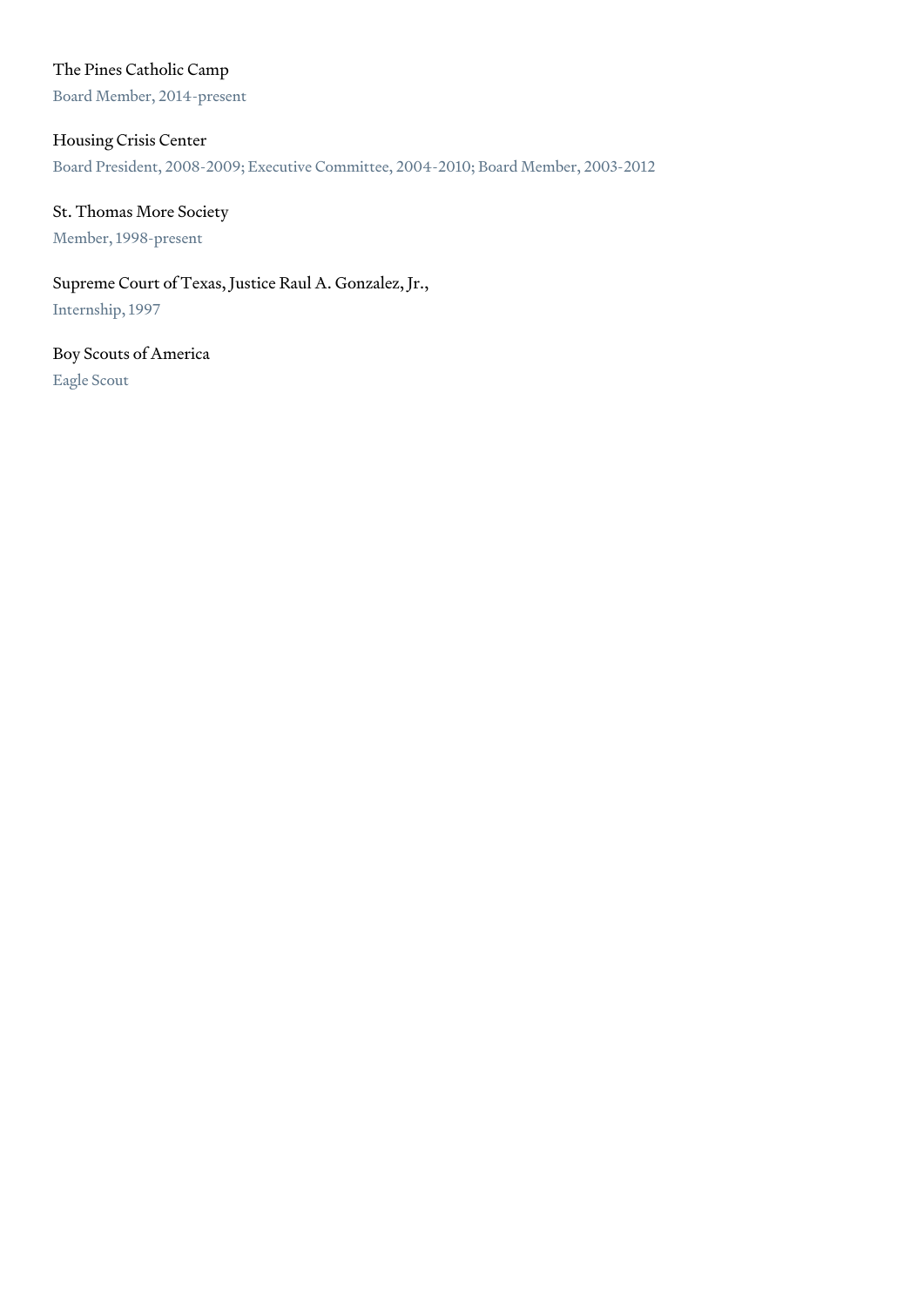The Pines Catholic Camp
Board Member, 2014-present

Housing Crisis Center
Board President, 2008-2009; Executive Committee, 2004-2010; Board Member, 2003-2012

St. Thomas More Society
Member, 1998-present

Supreme Court of Texas, Justice Raul A. Gonzalez, Jr.,
Internship, 1997

Boy Scouts of America
Eagle Scout